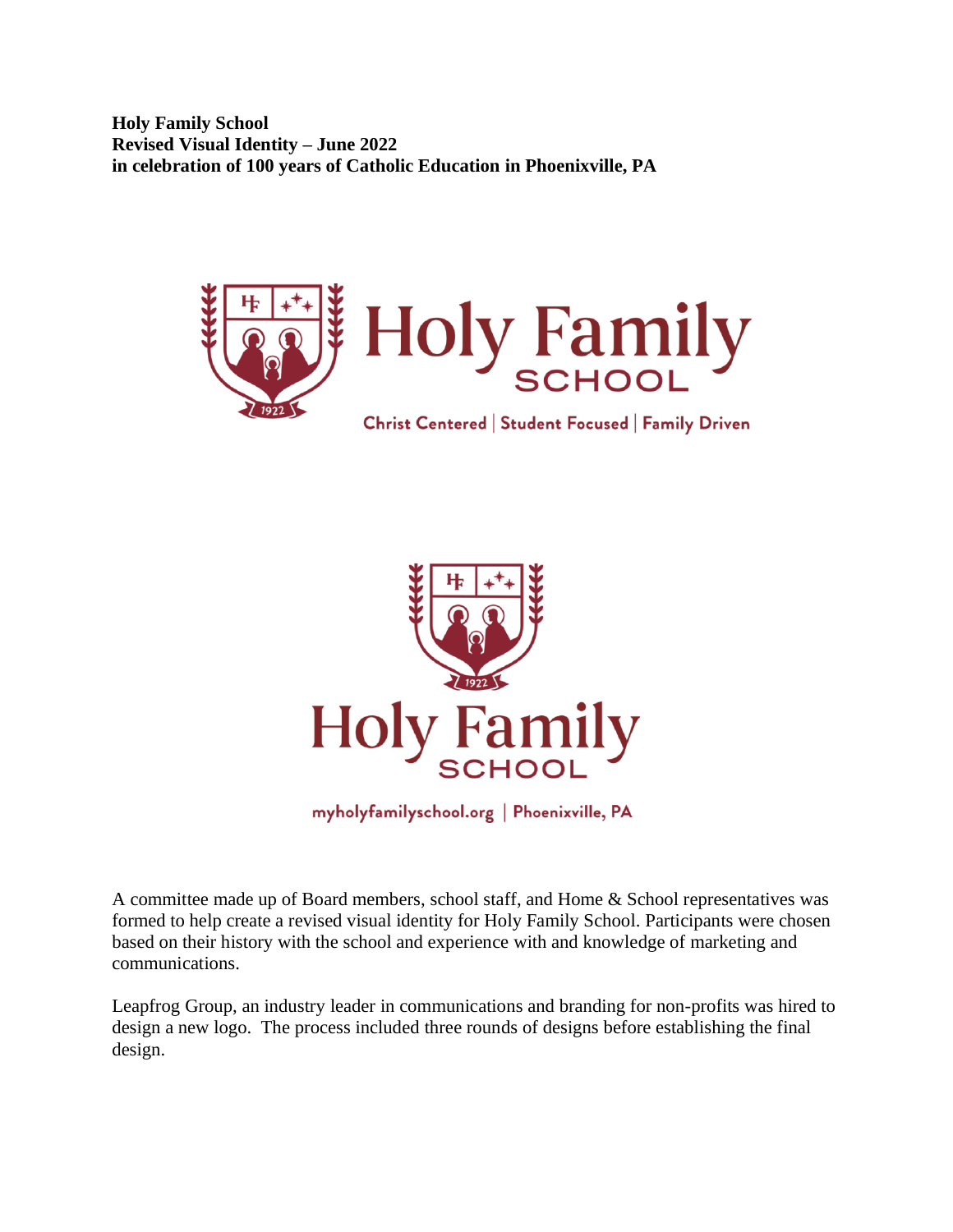**Holy Family School**
**Revised Visual Identity – June 2022**
**in celebration of 100 years of Catholic Education in Phoenixville, PA**

Holy Family SCHOOL

Christ Centered | Student Focused | Family Driven

Holy Family SCHOOL

myholyfamilyschool.org | Phoenixville, PA

A committee made up of Board members, school staff, and Home & School representatives was formed to help create a revised visual identity for Holy Family School. Participants were chosen based on their history with the school and experience with and knowledge of marketing and communications.

Leapfrog Group, an industry leader in communications and branding for non-profits was hired to design a new logo. The process included three rounds of designs before establishing the final design.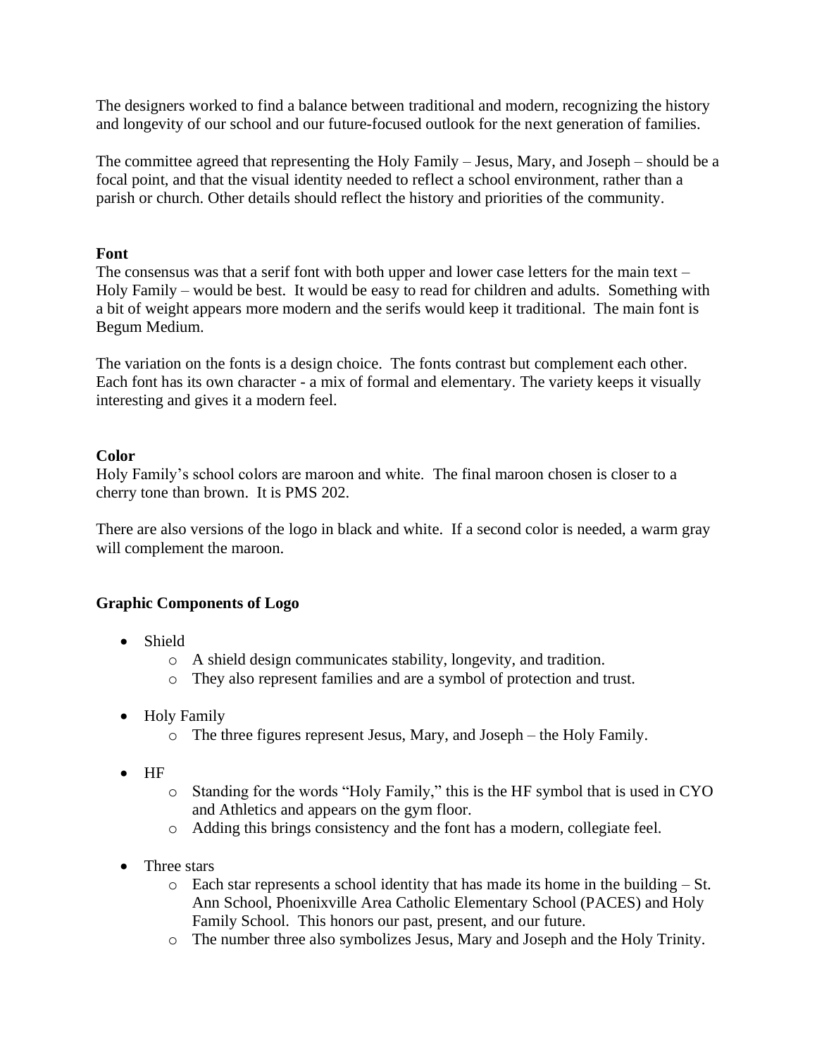The designers worked to find a balance between traditional and modern, recognizing the history and longevity of our school and our future-focused outlook for the next generation of families.

The committee agreed that representing the Holy Family – Jesus, Mary, and Joseph – should be a focal point, and that the visual identity needed to reflect a school environment, rather than a parish or church. Other details should reflect the history and priorities of the community.

**Font**

The consensus was that a serif font with both upper and lower case letters for the main text – Holy Family – would be best. It would be easy to read for children and adults. Something with a bit of weight appears more modern and the serifs would keep it traditional. The main font is Begum Medium.

The variation on the fonts is a design choice. The fonts contrast but complement each other. Each font has its own character - a mix of formal and elementary. The variety keeps it visually interesting and gives it a modern feel.

**Color**

Holy Family's school colors are maroon and white. The final maroon chosen is closer to a cherry tone than brown. It is PMS 202.

There are also versions of the logo in black and white. If a second color is needed, a warm gray will complement the maroon.

**Graphic Components of Logo**

- Shield
  - A shield design communicates stability, longevity, and tradition.
  - They also represent families and are a symbol of protection and trust.

- Holy Family
  - The three figures represent Jesus, Mary, and Joseph – the Holy Family.

- HF
  - Standing for the words "Holy Family," this is the HF symbol that is used in CYO and Athletics and appears on the gym floor.
  - Adding this brings consistency and the font has a modern, collegiate feel.

- Three stars
  - Each star represents a school identity that has made its home in the building – St. Ann School, Phoenixville Area Catholic Elementary School (PACES) and Holy Family School. This honors our past, present, and our future.
  - The number three also symbolizes Jesus, Mary and Joseph and the Holy Trinity.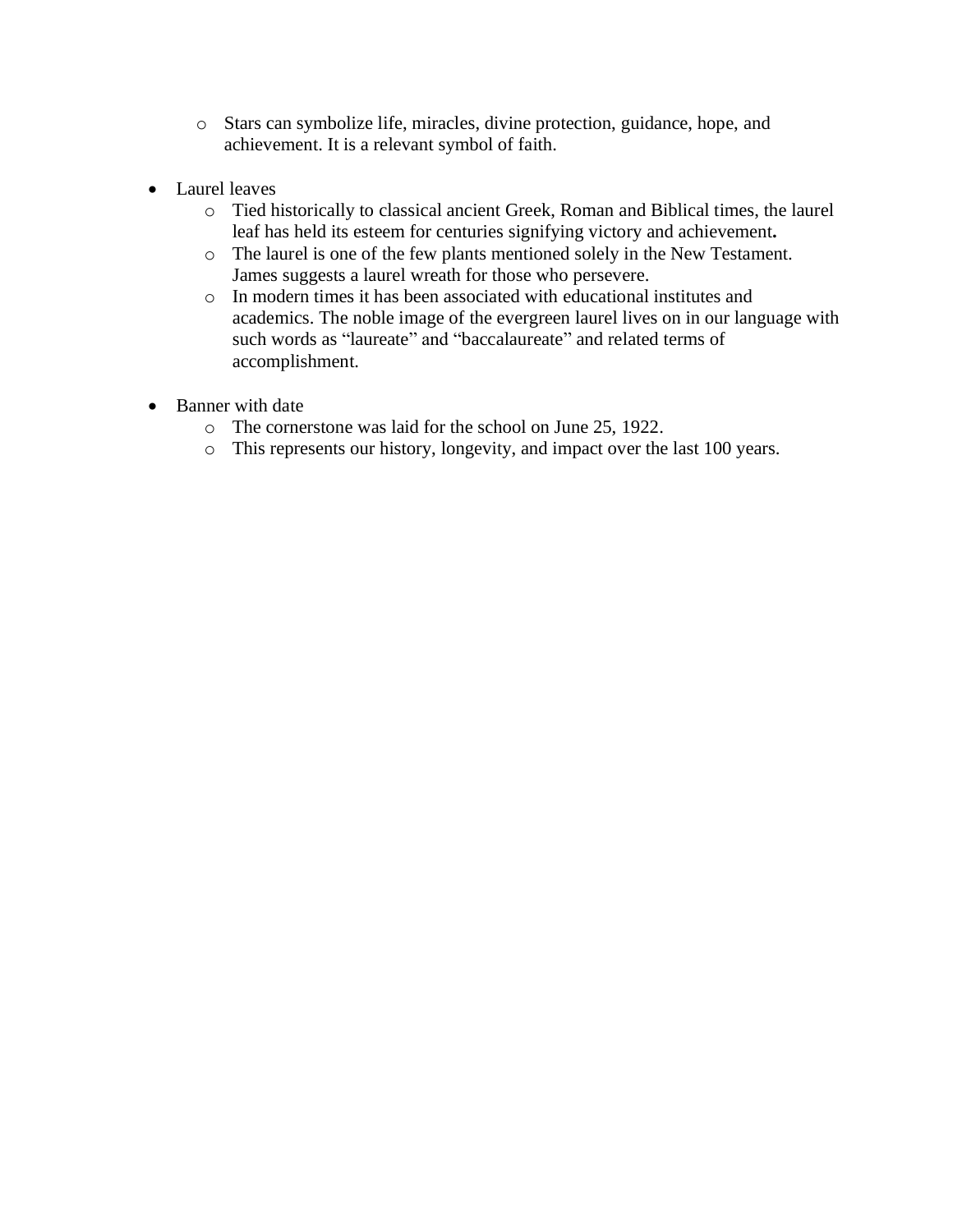- Stars can symbolize life, miracles, divine protection, guidance, hope, and achievement. It is a relevant symbol of faith.

- Laurel leaves
  - Tied historically to classical ancient Greek, Roman and Biblical times, the laurel leaf has held its esteem for centuries signifying victory and achievement**.**
  - The laurel is one of the few plants mentioned solely in the New Testament. James suggests a laurel wreath for those who persevere.
  - In modern times it has been associated with educational institutes and academics. The noble image of the evergreen laurel lives on in our language with such words as "laureate" and "baccalaureate" and related terms of accomplishment.

- Banner with date
  - The cornerstone was laid for the school on June 25, 1922.
  - This represents our history, longevity, and impact over the last 100 years.